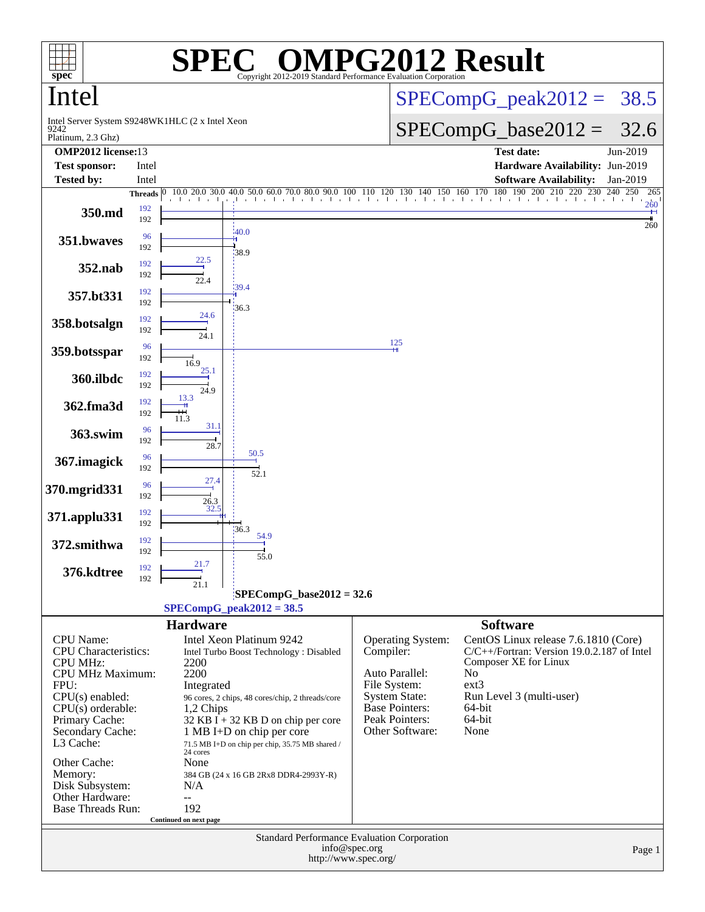# SPEC OMPG2012 Result

Copyright 2012-2019 Standard Performance Evaluation Corporation

## Intel

Intel Server System S9248WK1HLC (2 x Intel Xeon 9242 Platinum, 2.3 Ghz)

SPECompG_peak2012 = 38.5

SPECompG_base2012 = 32.6

| | | | |
|---|---|---|---|
| **OMP2012 license:** | 13 | **Test date:** | Jun-2019 |
| **Test sponsor:** | Intel | **Hardware Availability:** | Jun-2019 |
| **Tested by:** | Intel | **Software Availability:** | Jan-2019 |

| Benchmark | Peak Threads | Base Threads | Peak | Base |
|---|---|---|---|---|
| 350.md | 192 | 192 | 260 | 260 |
| 351.bwaves | 96 | 192 | 40.0 | 38.9 |
| 352.nab | 192 | 192 | 22.5 | 22.4 |
| 357.bt331 | 192 | 192 | 39.4 | 36.3 |
| 358.botsalgn | 192 | 192 | 24.6 | 24.1 |
| 359.botsspar | 96 | 192 | 125 | 16.9 |
| 360.ilbdc | 192 | 192 | 25.1 | 24.9 |
| 362.fma3d | 192 | 192 | 13.3 | 11.3 |
| 363.swim | 96 | 192 | 31.1 | 28.7 |
| 367.imagick | 96 | 192 | 50.5 | 52.1 |
| 370.mgrid331 | 96 | 192 | 27.4 | 26.3 |
| 371.applu331 | 192 | 192 | 32.5 | 36.3 |
| 372.smithwa | 192 | 192 | 54.9 | 55.0 |
| 376.kdtree | 192 | 192 | 21.7 | 21.1 |

SPECompG_base2012 = 32.6

SPECompG_peak2012 = 38.5

### Hardware

| | |
|---|---|
| CPU Name: | Intel Xeon Platinum 9242 |
| CPU Characteristics: | Intel Turbo Boost Technology : Disabled |
| CPU MHz: | 2200 |
| CPU MHz Maximum: | 2200 |
| FPU: | Integrated |
| CPU(s) enabled: | 96 cores, 2 chips, 48 cores/chip, 2 threads/core |
| CPU(s) orderable: | 1,2 Chips |
| Primary Cache: | 32 KB I + 32 KB D on chip per core |
| Secondary Cache: | 1 MB I+D on chip per core |
| L3 Cache: | 71.5 MB I+D on chip per chip, 35.75 MB shared / 24 cores |
| Other Cache: | None |
| Memory: | 384 GB (24 x 16 GB 2Rx8 DDR4-2993Y-R) |
| Disk Subsystem: | N/A |
| Other Hardware: | -- |
| Base Threads Run: | 192 |

Continued on next page

### Software

| | |
|---|---|
| Operating System: | CentOS Linux release 7.6.1810 (Core) |
| Compiler: | C/C++/Fortran: Version 19.0.2.187 of Intel Composer XE for Linux |
| Auto Parallel: | No |
| File System: | ext3 |
| System State: | Run Level 3 (multi-user) |
| Base Pointers: | 64-bit |
| Peak Pointers: | 64-bit |
| Other Software: | None |

Standard Performance Evaluation Corporation
info@spec.org
http://www.spec.org/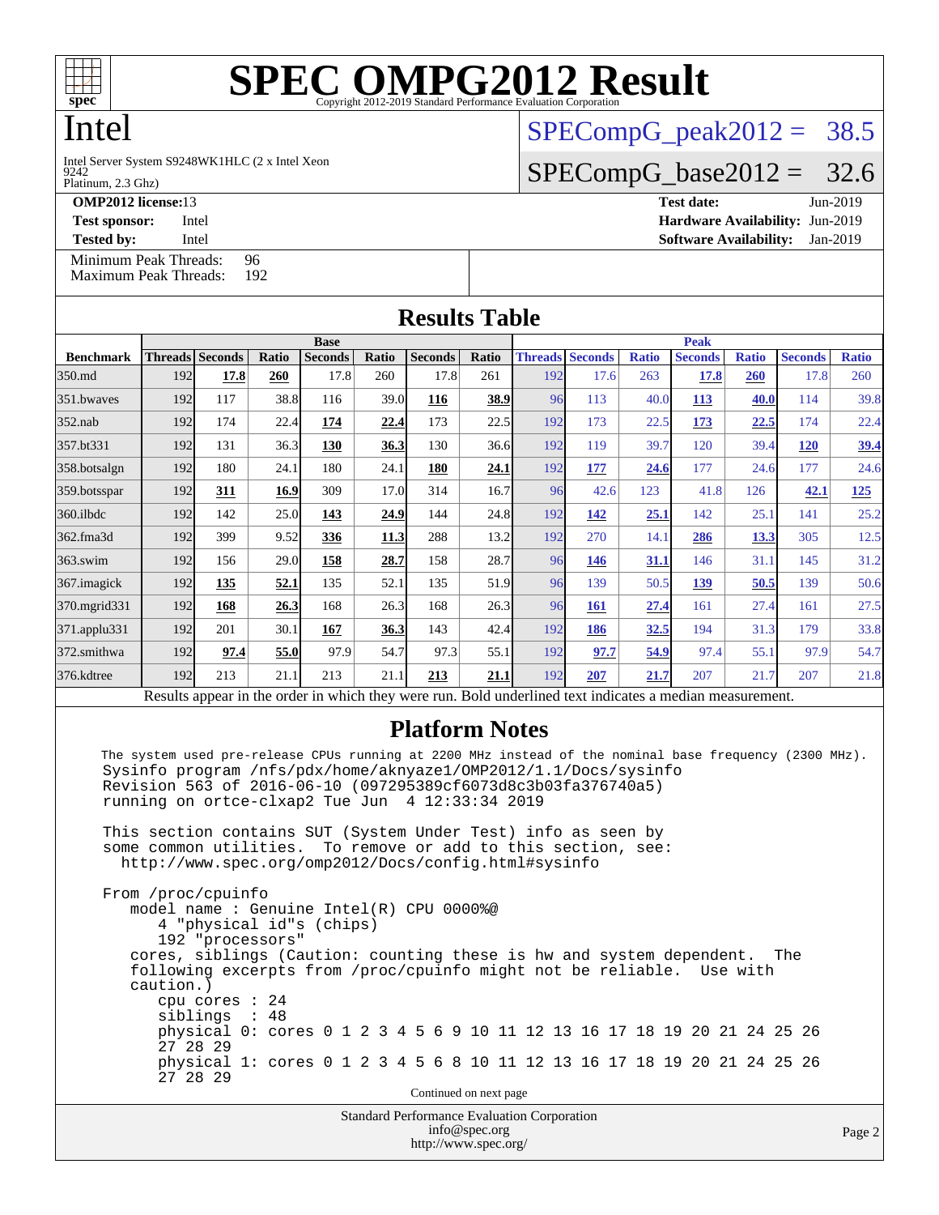# SPEC OMPG2012 Result

Copyright 2012-2019 Standard Performance Evaluation Corporation

# Intel

Intel Server System S9248WK1HLC (2 x Intel Xeon 9242 Platinum, 2.3 Ghz)

SPECompG_peak2012 = 38.5

SPECompG_base2012 = 32.6

**OMP2012 license:** 13
**Test sponsor:** Intel
**Tested by:** Intel

**Test date:** Jun-2019
**Hardware Availability:** Jun-2019
**Software Availability:** Jan-2019

Minimum Peak Threads: 96
Maximum Peak Threads: 192

## Results Table

| | Base | | | | | | | Peak | | | | | | |
|---|---|---|---|---|---|---|---|---|---|---|---|---|---|---|
| Benchmark | Threads | Seconds | Ratio | Seconds | Ratio | Seconds | Ratio | Threads | Seconds | Ratio | Seconds | Ratio | Seconds | Ratio |
| 350.md | 192 | **17.8** | **260** | 17.8 | 260 | 17.8 | 261 | 192 | 17.6 | 263 | **17.8** | **260** | 17.8 | 260 |
| 351.bwaves | 192 | 117 | 38.8 | 116 | 39.0 | **116** | **38.9** | 96 | 113 | 40.0 | **113** | **40.0** | 114 | 39.8 |
| 352.nab | 192 | 174 | 22.4 | **174** | **22.4** | 173 | 22.5 | 192 | 173 | 22.5 | **173** | **22.5** | 174 | 22.4 |
| 357.bt331 | 192 | 131 | 36.3 | **130** | **36.3** | 130 | 36.6 | 192 | 119 | 39.7 | 120 | 39.4 | **120** | **39.4** |
| 358.botsalgn | 192 | 180 | 24.1 | 180 | 24.1 | **180** | **24.1** | 192 | **177** | **24.6** | 177 | 24.6 | 177 | 24.6 |
| 359.botsspar | 192 | **311** | **16.9** | 309 | 17.0 | 314 | 16.7 | 96 | 42.6 | 123 | 41.8 | 126 | **42.1** | **125** |
| 360.ilbdc | 192 | 142 | 25.0 | **143** | **24.9** | 144 | 24.8 | 192 | **142** | **25.1** | 142 | 25.1 | 141 | 25.2 |
| 362.fma3d | 192 | 399 | 9.52 | **336** | **11.3** | 288 | 13.2 | 192 | 270 | 14.1 | **286** | **13.3** | 305 | 12.5 |
| 363.swim | 192 | 156 | 29.0 | **158** | **28.7** | 158 | 28.7 | 96 | **146** | **31.1** | 146 | 31.1 | 145 | 31.2 |
| 367.imagick | 192 | **135** | **52.1** | 135 | 52.1 | 135 | 51.9 | 96 | 139 | 50.5 | **139** | **50.5** | 139 | 50.6 |
| 370.mgrid331 | 192 | **168** | **26.3** | 168 | 26.3 | 168 | 26.3 | 96 | **161** | **27.4** | 161 | 27.4 | 161 | 27.5 |
| 371.applu331 | 192 | 201 | 30.1 | **167** | **36.3** | 143 | 42.4 | 192 | **186** | **32.5** | 194 | 31.3 | 179 | 33.8 |
| 372.smithwa | 192 | **97.4** | **55.0** | 97.9 | 54.7 | 97.3 | 55.1 | 192 | **97.7** | **54.9** | 97.4 | 55.1 | 97.9 | 54.7 |
| 376.kdtree | 192 | 213 | 21.1 | 213 | 21.1 | **213** | **21.1** | 192 | **207** | **21.7** | 207 | 21.7 | 207 | 21.8 |

Results appear in the order in which they were run. Bold underlined text indicates a median measurement.

## Platform Notes

```
The system used pre-release CPUs running at 2200 MHz instead of the nominal base frequency (2300 MHz).
Sysinfo program /nfs/pdx/home/aknyaze1/OMP2012/1.1/Docs/sysinfo
Revision 563 of 2016-06-10 (097295389cf6073d8c3b03fa376740a5)
running on ortce-clxap2 Tue Jun  4 12:33:34 2019

This section contains SUT (System Under Test) info as seen by
some common utilities.  To remove or add to this section, see:
  http://www.spec.org/omp2012/Docs/config.html#sysinfo

From /proc/cpuinfo
   model name : Genuine Intel(R) CPU 0000%@
      4 "physical id"s (chips)
      192 "processors"
   cores, siblings (Caution: counting these is hw and system dependent.  The
   following excerpts from /proc/cpuinfo might not be reliable.  Use with
   caution.)
      cpu cores : 24
      siblings  : 48
      physical 0: cores 0 1 2 3 4 5 6 9 10 11 12 13 16 17 18 19 20 21 24 25 26
      27 28 29
      physical 1: cores 0 1 2 3 4 5 6 8 10 11 12 13 16 17 18 19 20 21 24 25 26
      27 28 29
```

Continued on next page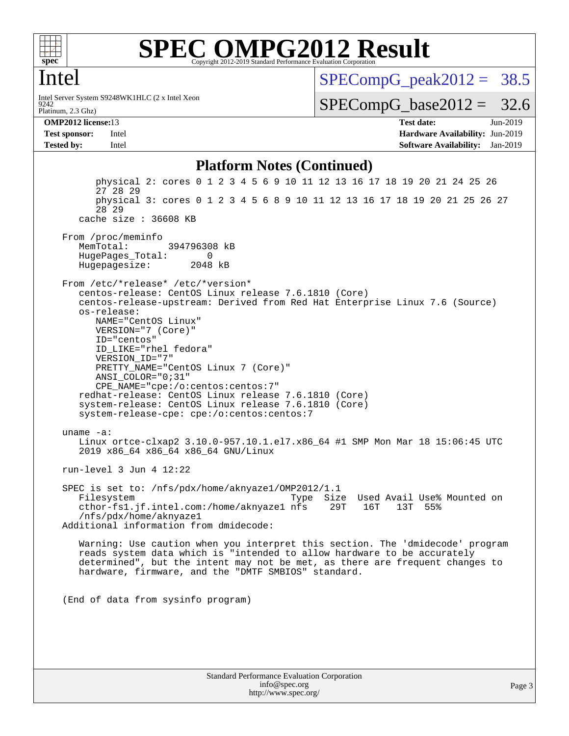# SPEC OMPG2012 Result

Copyright 2012-2019 Standard Performance Evaluation Corporation

## Intel

Intel Server System S9248WK1HLC (2 x Intel Xeon 9242 Platinum, 2.3 Ghz)

SPECompG_peak2012 = 38.5

SPECompG_base2012 = 32.6

**OMP2012 license:** 13
**Test sponsor:** Intel
**Tested by:** Intel

**Test date:** Jun-2019
**Hardware Availability:** Jun-2019
**Software Availability:** Jan-2019

### Platform Notes (Continued)

```
        physical 2: cores 0 1 2 3 4 5 6 9 10 11 12 13 16 17 18 19 20 21 24 25 26
        27 28 29
        physical 3: cores 0 1 2 3 4 5 6 8 9 10 11 12 13 16 17 18 19 20 21 25 26 27
        28 29
     cache size : 36608 KB

  From /proc/meminfo
     MemTotal:       394796308 kB
     HugePages_Total:       0
     Hugepagesize:       2048 kB

  From /etc/*release* /etc/*version*
     centos-release: CentOS Linux release 7.6.1810 (Core)
     centos-release-upstream: Derived from Red Hat Enterprise Linux 7.6 (Source)
     os-release:
        NAME="CentOS Linux"
        VERSION="7 (Core)"
        ID="centos"
        ID_LIKE="rhel fedora"
        VERSION_ID="7"
        PRETTY_NAME="CentOS Linux 7 (Core)"
        ANSI_COLOR="0;31"
        CPE_NAME="cpe:/o:centos:centos:7"
     redhat-release: CentOS Linux release 7.6.1810 (Core)
     system-release: CentOS Linux release 7.6.1810 (Core)
     system-release-cpe: cpe:/o:centos:centos:7

  uname -a:
     Linux ortce-clxap2 3.10.0-957.10.1.el7.x86_64 #1 SMP Mon Mar 18 15:06:45 UTC
     2019 x86_64 x86_64 x86_64 GNU/Linux

  run-level 3 Jun 4 12:22

  SPEC is set to: /nfs/pdx/home/aknyaze1/OMP2012/1.1
     Filesystem                              Type  Size  Used Avail Use% Mounted on
     cthor-fs1.jf.intel.com:/home/aknyaze1 nfs     29T   16T   13T  55%
     /nfs/pdx/home/aknyaze1
  Additional information from dmidecode:

     Warning: Use caution when you interpret this section. The 'dmidecode' program
     reads system data which is "intended to allow hardware to be accurately
     determined", but the intent may not be met, as there are frequent changes to
     hardware, firmware, and the "DMTF SMBIOS" standard.


  (End of data from sysinfo program)
```

Standard Performance Evaluation Corporation
info@spec.org
http://www.spec.org/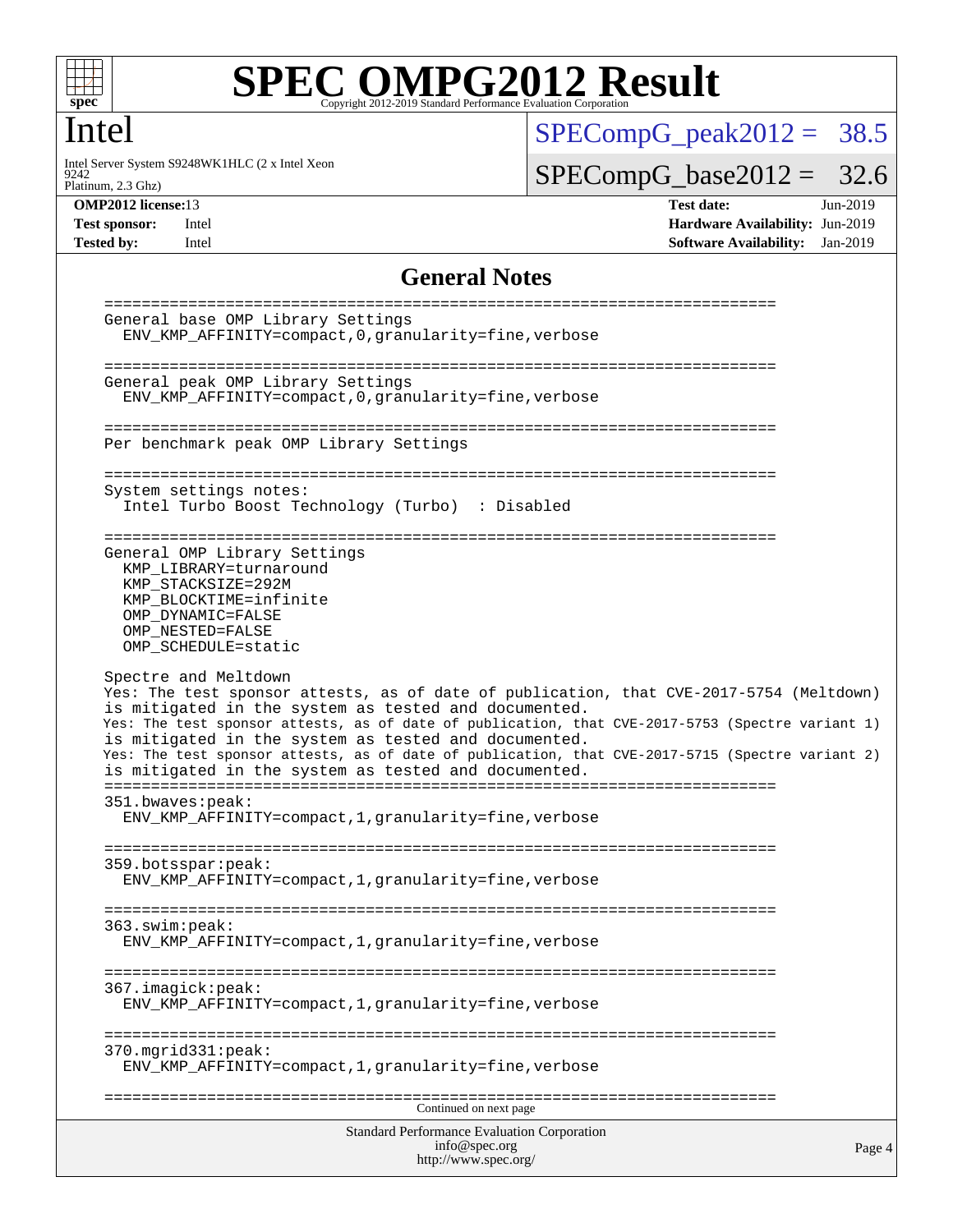# SPEC OMPG2012 Result

Copyright 2012-2019 Standard Performance Evaluation Corporation

## Intel

Intel Server System S9248WK1HLC (2 x Intel Xeon 9242 Platinum, 2.3 Ghz)

SPECompG_peak2012 = 38.5

SPECompG_base2012 = 32.6

| | | | |
|---|---|---|---|
| **OMP2012 license:** | 13 | **Test date:** | Jun-2019 |
| **Test sponsor:** | Intel | **Hardware Availability:** | Jun-2019 |
| **Tested by:** | Intel | **Software Availability:** | Jan-2019 |

## General Notes

```
==========================================================================
General base OMP Library Settings
  ENV_KMP_AFFINITY=compact,0,granularity=fine,verbose

==========================================================================
General peak OMP Library Settings
  ENV_KMP_AFFINITY=compact,0,granularity=fine,verbose

==========================================================================
Per benchmark peak OMP Library Settings

==========================================================================
System settings notes:
  Intel Turbo Boost Technology (Turbo)  : Disabled

==========================================================================
General OMP Library Settings
  KMP_LIBRARY=turnaround
  KMP_STACKSIZE=292M
  KMP_BLOCKTIME=infinite
  OMP_DYNAMIC=FALSE
  OMP_NESTED=FALSE
  OMP_SCHEDULE=static

Spectre and Meltdown
Yes: The test sponsor attests, as of date of publication, that CVE-2017-5754 (Meltdown)
is mitigated in the system as tested and documented.
Yes: The test sponsor attests, as of date of publication, that CVE-2017-5753 (Spectre variant 1)
is mitigated in the system as tested and documented.
Yes: The test sponsor attests, as of date of publication, that CVE-2017-5715 (Spectre variant 2)
is mitigated in the system as tested and documented.
==========================================================================
351.bwaves:peak:
  ENV_KMP_AFFINITY=compact,1,granularity=fine,verbose

==========================================================================
359.botsspar:peak:
  ENV_KMP_AFFINITY=compact,1,granularity=fine,verbose

==========================================================================
363.swim:peak:
  ENV_KMP_AFFINITY=compact,1,granularity=fine,verbose

==========================================================================
367.imagick:peak:
  ENV_KMP_AFFINITY=compact,1,granularity=fine,verbose

==========================================================================
370.mgrid331:peak:
  ENV_KMP_AFFINITY=compact,1,granularity=fine,verbose

==========================================================================
```

Continued on next page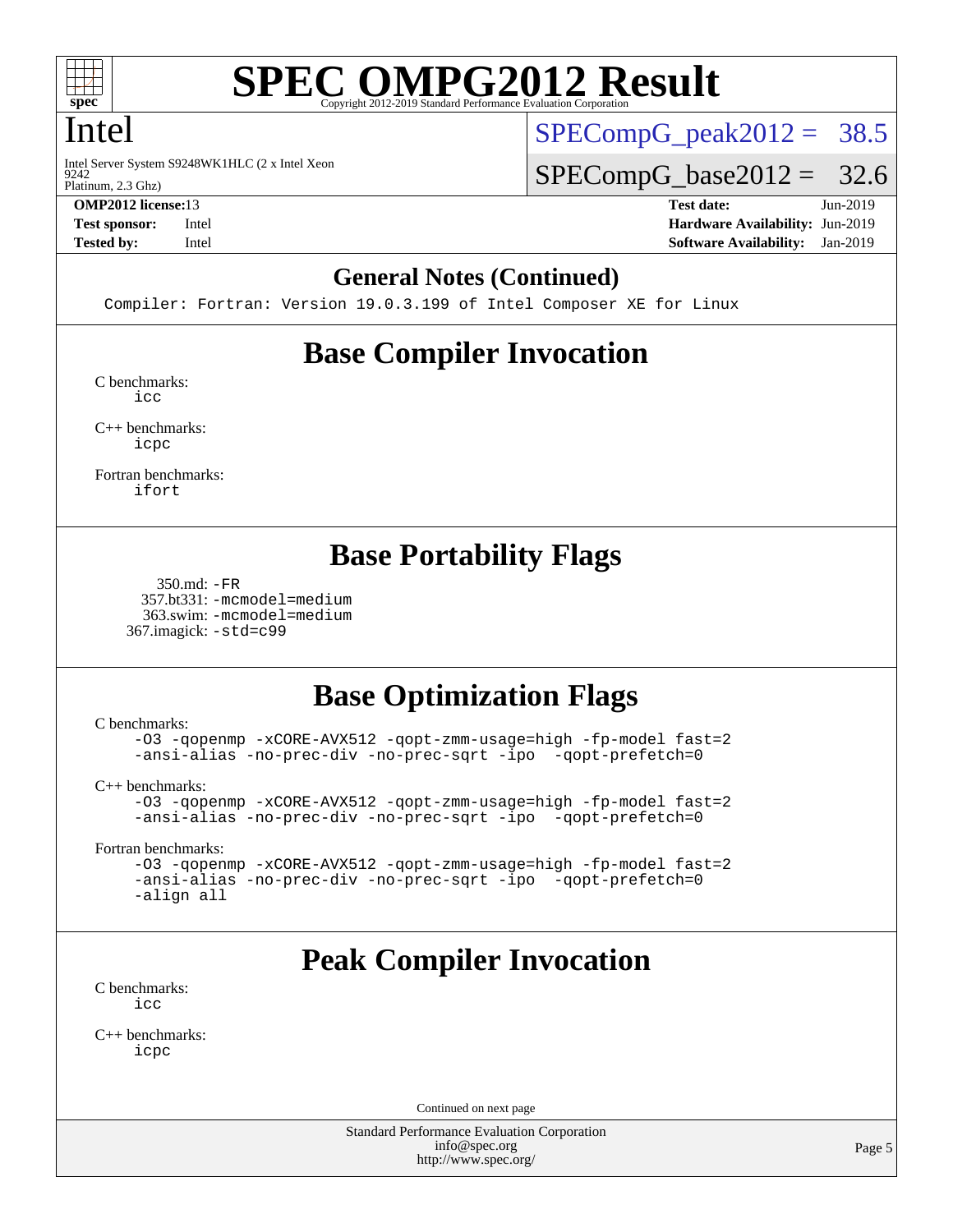# SPEC OMPG2012 Result

Copyright 2012-2019 Standard Performance Evaluation Corporation

# Intel

Intel Server System S9248WK1HLC (2 x Intel Xeon 9242 Platinum, 2.3 Ghz)

SPECompG_peak2012 = 38.5

SPECompG_base2012 = 32.6

**OMP2012 license:** 13
**Test sponsor:** Intel
**Tested by:** Intel

**Test date:** Jun-2019
**Hardware Availability:** Jun-2019
**Software Availability:** Jan-2019

## General Notes (Continued)

```
Compiler: Fortran: Version 19.0.3.199 of Intel Composer XE for Linux
```

## Base Compiler Invocation

C benchmarks:
```
icc
```

C++ benchmarks:
```
icpc
```

Fortran benchmarks:
```
ifort
```

## Base Portability Flags

350.md: `-FR`
357.bt331: `-mcmodel=medium`
363.swim: `-mcmodel=medium`
367.imagick: `-std=c99`

## Base Optimization Flags

C benchmarks:
```
-O3 -qopenmp -xCORE-AVX512 -qopt-zmm-usage=high -fp-model fast=2
-ansi-alias -no-prec-div -no-prec-sqrt -ipo  -qopt-prefetch=0
```

C++ benchmarks:
```
-O3 -qopenmp -xCORE-AVX512 -qopt-zmm-usage=high -fp-model fast=2
-ansi-alias -no-prec-div -no-prec-sqrt -ipo  -qopt-prefetch=0
```

Fortran benchmarks:
```
-O3 -qopenmp -xCORE-AVX512 -qopt-zmm-usage=high -fp-model fast=2
-ansi-alias -no-prec-div -no-prec-sqrt -ipo  -qopt-prefetch=0
-align all
```

## Peak Compiler Invocation

C benchmarks:
```
icc
```

C++ benchmarks:
```
icpc
```

Continued on next page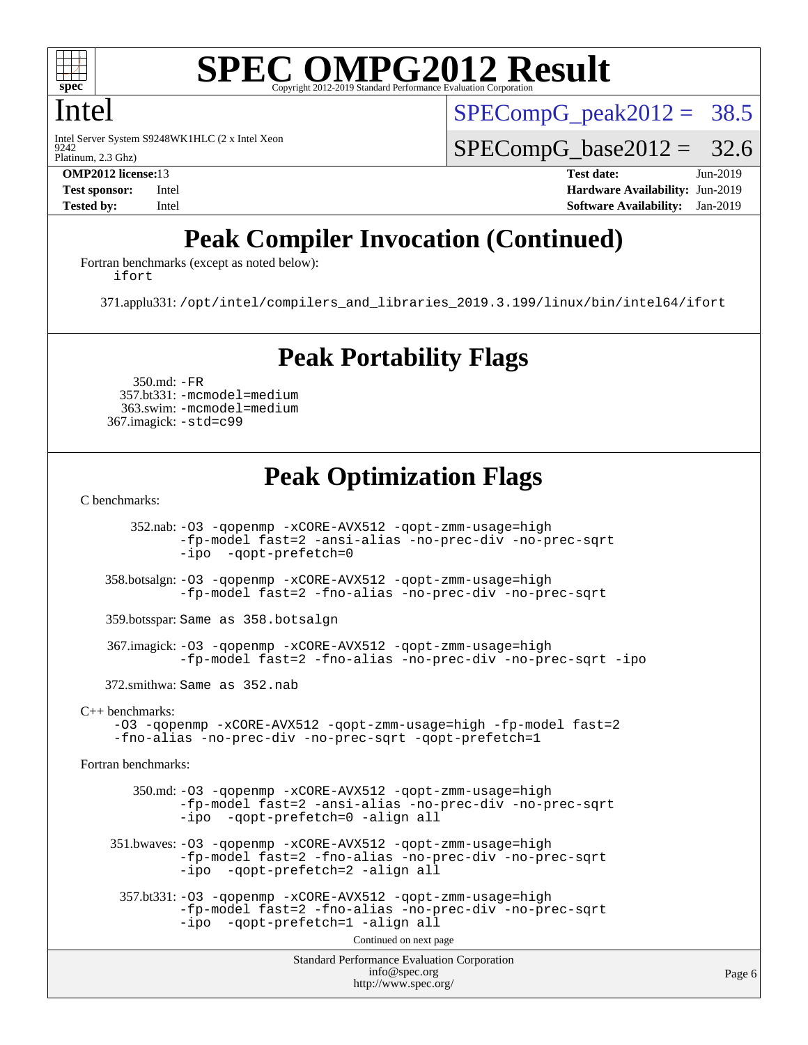# SPEC OMPG2012 Result

Copyright 2012-2019 Standard Performance Evaluation Corporation

## Intel

Intel Server System S9248WK1HLC (2 x Intel Xeon 9242 Platinum, 2.3 Ghz)

SPECompG_peak2012 = 38.5

SPECompG_base2012 = 32.6

**OMP2012 license:** 13
**Test sponsor:** Intel
**Tested by:** Intel

**Test date:** Jun-2019
**Hardware Availability:** Jun-2019
**Software Availability:** Jan-2019

## Peak Compiler Invocation (Continued)

Fortran benchmarks (except as noted below):
`ifort`

371.applu331: `/opt/intel/compilers_and_libraries_2019.3.199/linux/bin/intel64/ifort`

## Peak Portability Flags

350.md: `-FR`
357.bt331: `-mcmodel=medium`
363.swim: `-mcmodel=medium`
367.imagick: `-std=c99`

## Peak Optimization Flags

C benchmarks:

352.nab: `-O3 -qopenmp -xCORE-AVX512 -qopt-zmm-usage=high -fp-model fast=2 -ansi-alias -no-prec-div -no-prec-sqrt -ipo -qopt-prefetch=0`

358.botsalgn: `-O3 -qopenmp -xCORE-AVX512 -qopt-zmm-usage=high -fp-model fast=2 -fno-alias -no-prec-div -no-prec-sqrt`

359.botsspar: Same as 358.botsalgn

367.imagick: `-O3 -qopenmp -xCORE-AVX512 -qopt-zmm-usage=high -fp-model fast=2 -fno-alias -no-prec-div -no-prec-sqrt -ipo`

372.smithwa: Same as 352.nab

C++ benchmarks:
`-O3 -qopenmp -xCORE-AVX512 -qopt-zmm-usage=high -fp-model fast=2 -fno-alias -no-prec-div -no-prec-sqrt -qopt-prefetch=1`

Fortran benchmarks:

350.md: `-O3 -qopenmp -xCORE-AVX512 -qopt-zmm-usage=high -fp-model fast=2 -ansi-alias -no-prec-div -no-prec-sqrt -ipo -qopt-prefetch=0 -align all`

351.bwaves: `-O3 -qopenmp -xCORE-AVX512 -qopt-zmm-usage=high -fp-model fast=2 -fno-alias -no-prec-div -no-prec-sqrt -ipo -qopt-prefetch=2 -align all`

357.bt331: `-O3 -qopenmp -xCORE-AVX512 -qopt-zmm-usage=high -fp-model fast=2 -fno-alias -no-prec-div -no-prec-sqrt -ipo -qopt-prefetch=1 -align all`

Continued on next page

Standard Performance Evaluation Corporation
info@spec.org
http://www.spec.org/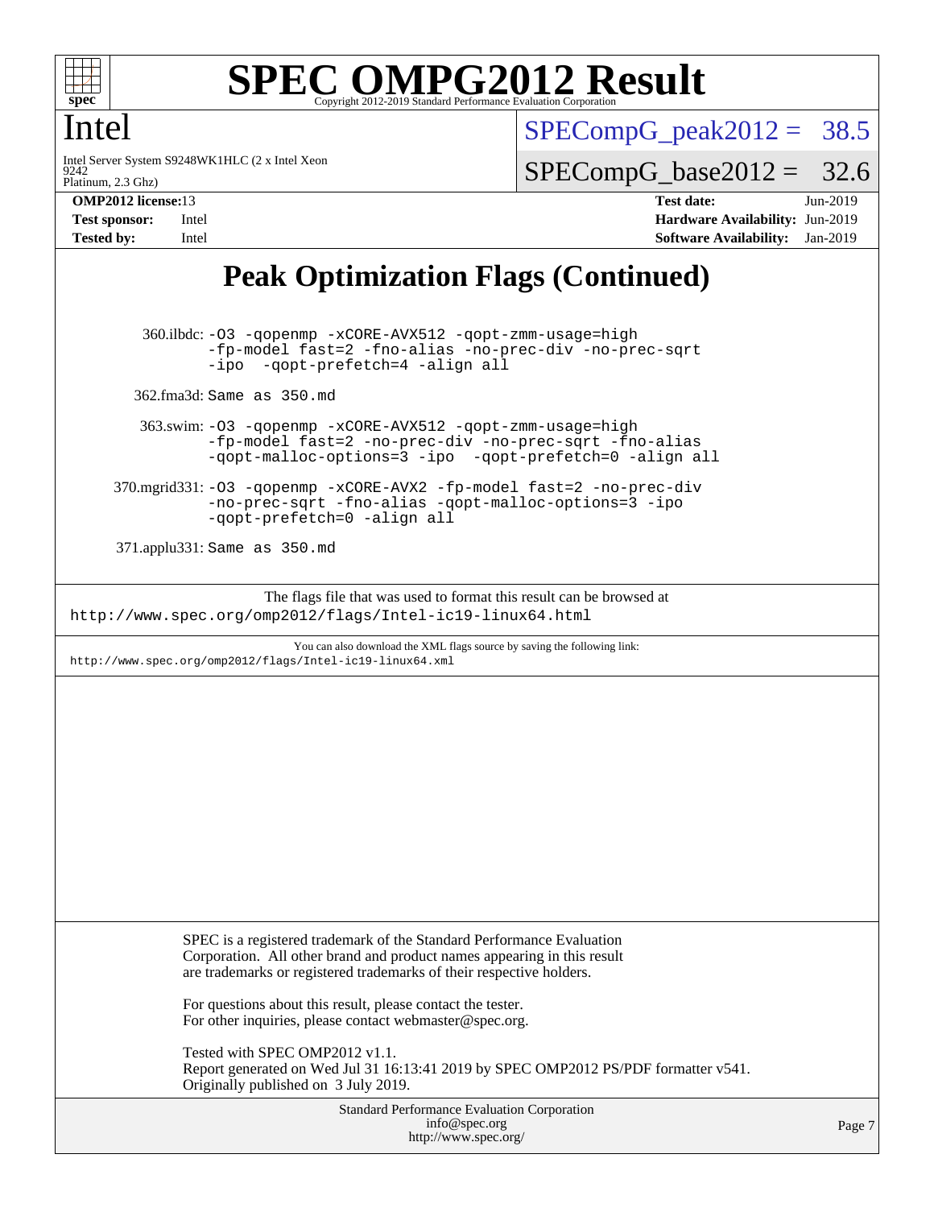# Peak Optimization Flags (Continued)

360.ilbdc: -O3 -qopenmp -xCORE-AVX512 -qopt-zmm-usage=high -fp-model fast=2 -fno-alias -no-prec-div -no-prec-sqrt -ipo -qopt-prefetch=4 -align all

362.fma3d: Same as 350.md

363.swim: -O3 -qopenmp -xCORE-AVX512 -qopt-zmm-usage=high -fp-model fast=2 -no-prec-div -no-prec-sqrt -fno-alias -qopt-malloc-options=3 -ipo -qopt-prefetch=0 -align all

370.mgrid331: -O3 -qopenmp -xCORE-AVX2 -fp-model fast=2 -no-prec-div -no-prec-sqrt -fno-alias -qopt-malloc-options=3 -ipo -qopt-prefetch=0 -align all

371.applu331: Same as 350.md

The flags file that was used to format this result can be browsed at
http://www.spec.org/omp2012/flags/Intel-ic19-linux64.html

You can also download the XML flags source by saving the following link:
http://www.spec.org/omp2012/flags/Intel-ic19-linux64.xml

SPEC is a registered trademark of the Standard Performance Evaluation Corporation. All other brand and product names appearing in this result are trademarks or registered trademarks of their respective holders.

For questions about this result, please contact the tester.
For other inquiries, please contact webmaster@spec.org.

Tested with SPEC OMP2012 v1.1.
Report generated on Wed Jul 31 16:13:41 2019 by SPEC OMP2012 PS/PDF formatter v541.
Originally published on 3 July 2019.